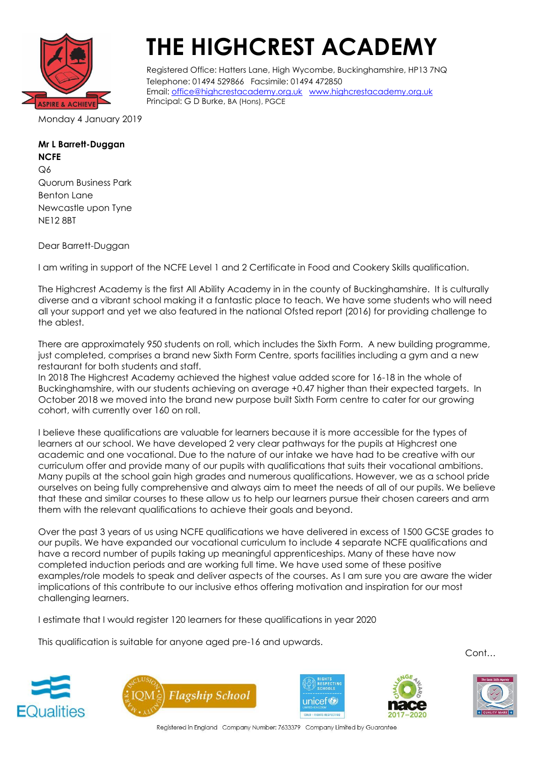# THE HIGHCREST ACADEMY

Registered Office: Hatters Lane, High Wycombe, Buckinghamshire, HP13 7NQ
Telephone: 01494 529866 Facsimile: 01494 472850
Email: office@highcrestacademy.org.uk www.highcrestacademy.org.uk
Principal: G D Burke, BA (Hons), PGCE

Monday 4 January 2019

**Mr L Barrett-Duggan**
**NCFE**
Q6
Quorum Business Park
Benton Lane
Newcastle upon Tyne
NE12 8BT

Dear Barrett-Duggan

I am writing in support of the NCFE Level 1 and 2 Certificate in Food and Cookery Skills qualification.

The Highcrest Academy is the first All Ability Academy in in the county of Buckinghamshire. It is culturally diverse and a vibrant school making it a fantastic place to teach. We have some students who will need all your support and yet we also featured in the national Ofsted report (2016) for providing challenge to the ablest.

There are approximately 950 students on roll, which includes the Sixth Form. A new building programme, just completed, comprises a brand new Sixth Form Centre, sports facilities including a gym and a new restaurant for both students and staff.
In 2018 The Highcrest Academy achieved the highest value added score for 16-18 in the whole of Buckinghamshire, with our students achieving on average +0.47 higher than their expected targets. In October 2018 we moved into the brand new purpose built Sixth Form centre to cater for our growing cohort, with currently over 160 on roll.

I believe these qualifications are valuable for learners because it is more accessible for the types of learners at our school. We have developed 2 very clear pathways for the pupils at Highcrest one academic and one vocational. Due to the nature of our intake we have had to be creative with our curriculum offer and provide many of our pupils with qualifications that suits their vocational ambitions. Many pupils at the school gain high grades and numerous qualifications. However, we as a school pride ourselves on being fully comprehensive and always aim to meet the needs of all of our pupils. We believe that these and similar courses to these allow us to help our learners pursue their chosen careers and arm them with the relevant qualifications to achieve their goals and beyond.

Over the past 3 years of us using NCFE qualifications we have delivered in excess of 1500 GCSE grades to our pupils. We have expanded our vocational curriculum to include 4 separate NCFE qualifications and have a record number of pupils taking up meaningful apprenticeships. Many of these have now completed induction periods and are working full time. We have used some of these positive examples/role models to speak and deliver aspects of the courses. As I am sure you are aware the wider implications of this contribute to our inclusive ethos offering motivation and inspiration for our most challenging learners.

I estimate that I would register 120 learners for these qualifications in year 2020

This qualification is suitable for anyone aged pre-16 and upwards.

Cont…

Registered in England Company Number: 7633379 Company Limited by Guarantee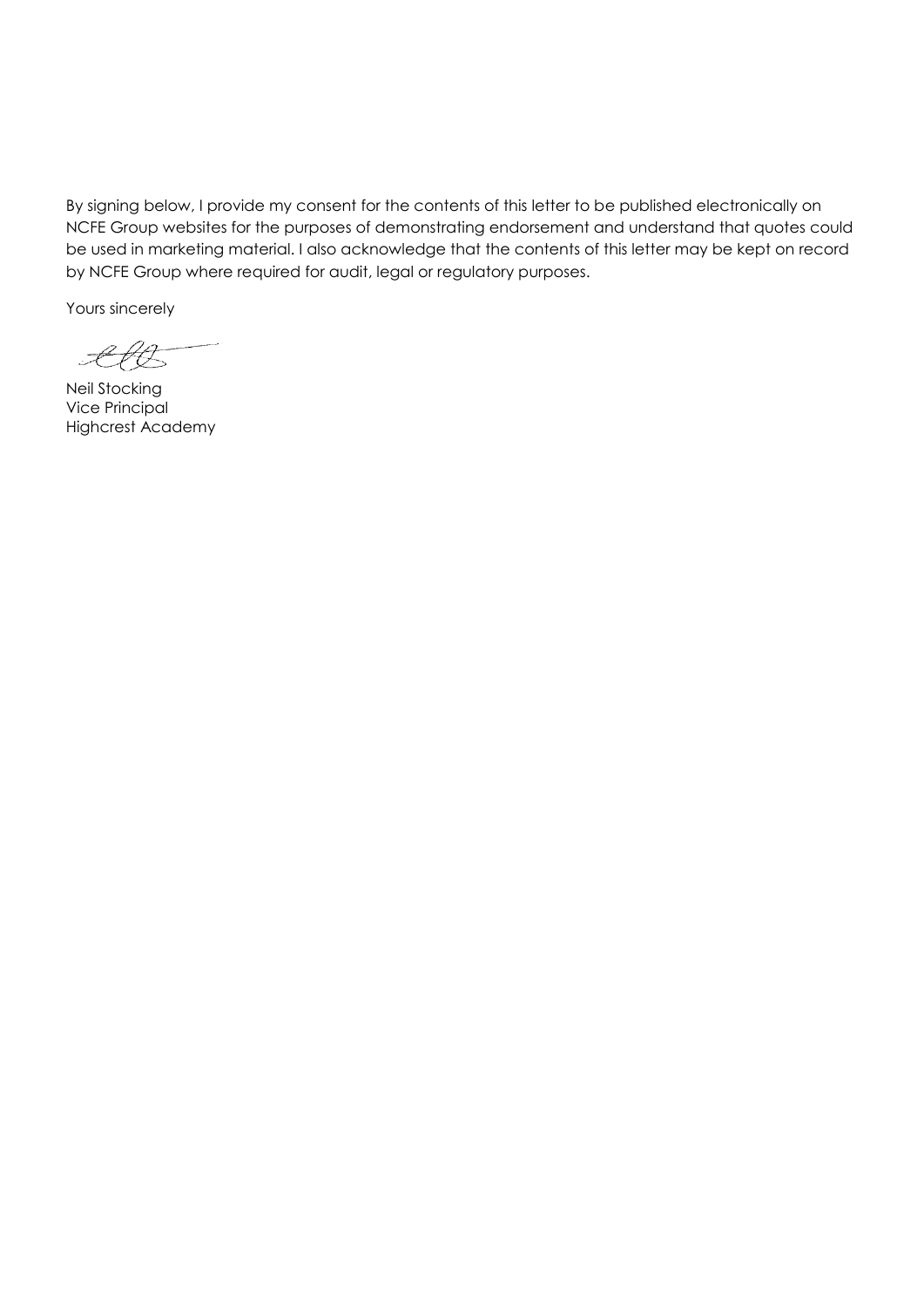By signing below, I provide my consent for the contents of this letter to be published electronically on NCFE Group websites for the purposes of demonstrating endorsement and understand that quotes could be used in marketing material. I also acknowledge that the contents of this letter may be kept on record by NCFE Group where required for audit, legal or regulatory purposes.

Yours sincerely

Neil Stocking
Vice Principal
Highcrest Academy